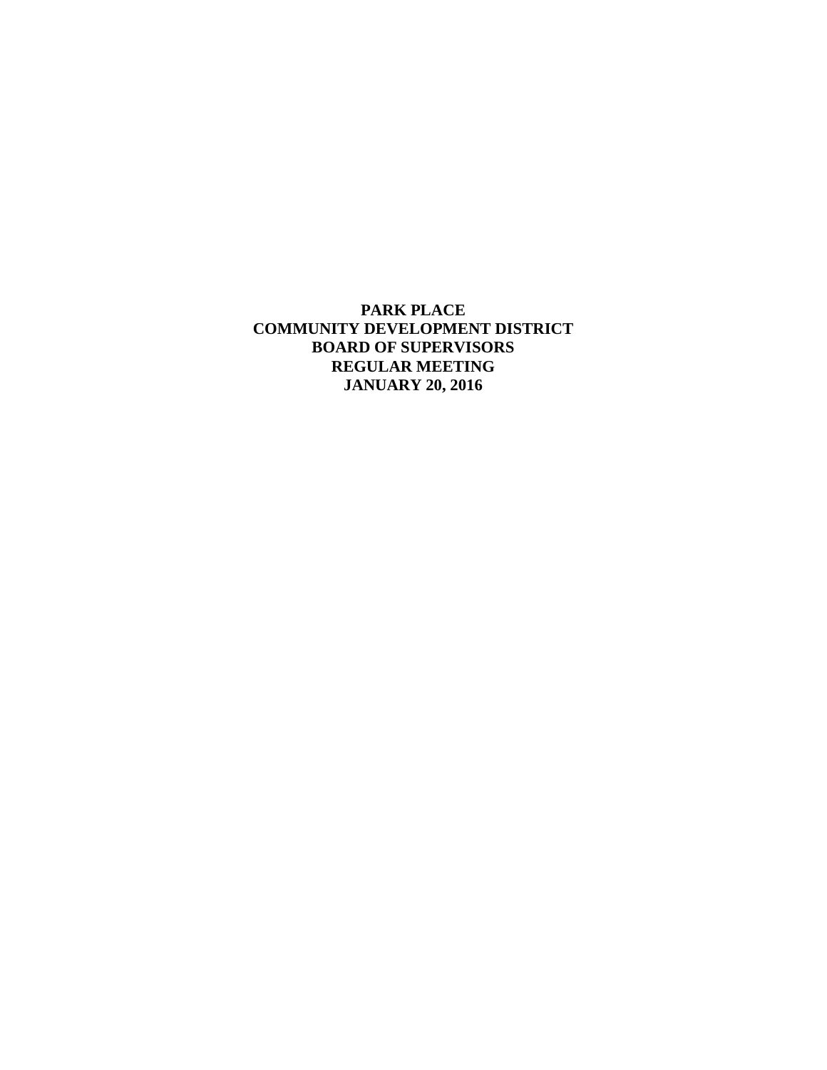**PARK PLACE**
**COMMUNITY DEVELOPMENT DISTRICT**
**BOARD OF SUPERVISORS**
**REGULAR MEETING**
**JANUARY 20, 2016**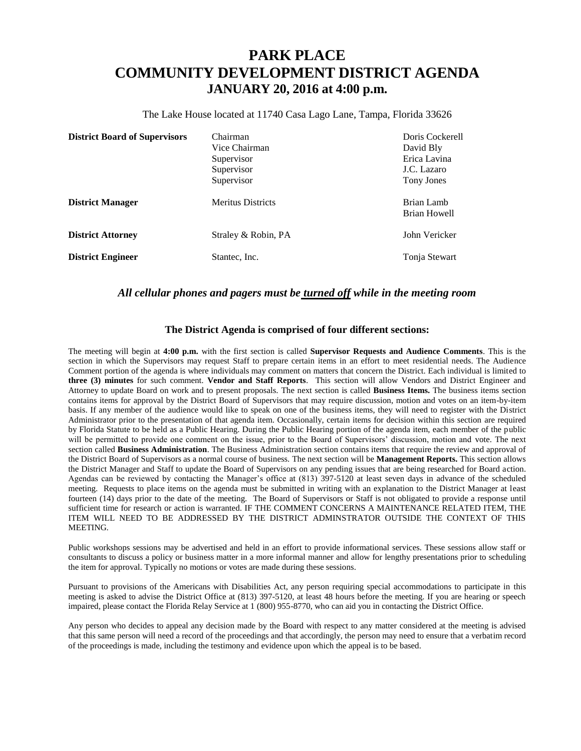# PARK PLACE
# COMMUNITY DEVELOPMENT DISTRICT AGENDA
## JANUARY 20, 2016 at 4:00 p.m.

The Lake House located at 11740 Casa Lago Lane, Tampa, Florida 33626

| | | |
|---|---|---|
| **District Board of Supervisors** | Chairman | Doris Cockerell |
| | Vice Chairman | David Bly |
| | Supervisor | Erica Lavina |
| | Supervisor | J.C. Lazaro |
| | Supervisor | Tony Jones |
| **District Manager** | Meritus Districts | Brian Lamb |
| | | Brian Howell |
| **District Attorney** | Straley & Robin, PA | John Vericker |
| **District Engineer** | Stantec, Inc. | Tonja Stewart |

***All cellular phones and pagers must be turned off while in the meeting room***

### The District Agenda is comprised of four different sections:

The meeting will begin at **4:00 p.m.** with the first section is called **Supervisor Requests and Audience Comments**. This is the section in which the Supervisors may request Staff to prepare certain items in an effort to meet residential needs. The Audience Comment portion of the agenda is where individuals may comment on matters that concern the District. Each individual is limited to **three (3) minutes** for such comment. **Vendor and Staff Reports**. This section will allow Vendors and District Engineer and Attorney to update Board on work and to present proposals. The next section is called **Business Items.** The business items section contains items for approval by the District Board of Supervisors that may require discussion, motion and votes on an item-by-item basis. If any member of the audience would like to speak on one of the business items, they will need to register with the District Administrator prior to the presentation of that agenda item. Occasionally, certain items for decision within this section are required by Florida Statute to be held as a Public Hearing. During the Public Hearing portion of the agenda item, each member of the public will be permitted to provide one comment on the issue, prior to the Board of Supervisors' discussion, motion and vote. The next section called **Business Administration**. The Business Administration section contains items that require the review and approval of the District Board of Supervisors as a normal course of business. The next section will be **Management Reports.** This section allows the District Manager and Staff to update the Board of Supervisors on any pending issues that are being researched for Board action. Agendas can be reviewed by contacting the Manager's office at (813) 397-5120 at least seven days in advance of the scheduled meeting. Requests to place items on the agenda must be submitted in writing with an explanation to the District Manager at least fourteen (14) days prior to the date of the meeting. The Board of Supervisors or Staff is not obligated to provide a response until sufficient time for research or action is warranted. IF THE COMMENT CONCERNS A MAINTENANCE RELATED ITEM, THE ITEM WILL NEED TO BE ADDRESSED BY THE DISTRICT ADMINSTRATOR OUTSIDE THE CONTEXT OF THIS MEETING.

Public workshops sessions may be advertised and held in an effort to provide informational services. These sessions allow staff or consultants to discuss a policy or business matter in a more informal manner and allow for lengthy presentations prior to scheduling the item for approval. Typically no motions or votes are made during these sessions.

Pursuant to provisions of the Americans with Disabilities Act, any person requiring special accommodations to participate in this meeting is asked to advise the District Office at (813) 397-5120, at least 48 hours before the meeting. If you are hearing or speech impaired, please contact the Florida Relay Service at 1 (800) 955-8770, who can aid you in contacting the District Office.

Any person who decides to appeal any decision made by the Board with respect to any matter considered at the meeting is advised that this same person will need a record of the proceedings and that accordingly, the person may need to ensure that a verbatim record of the proceedings is made, including the testimony and evidence upon which the appeal is to be based.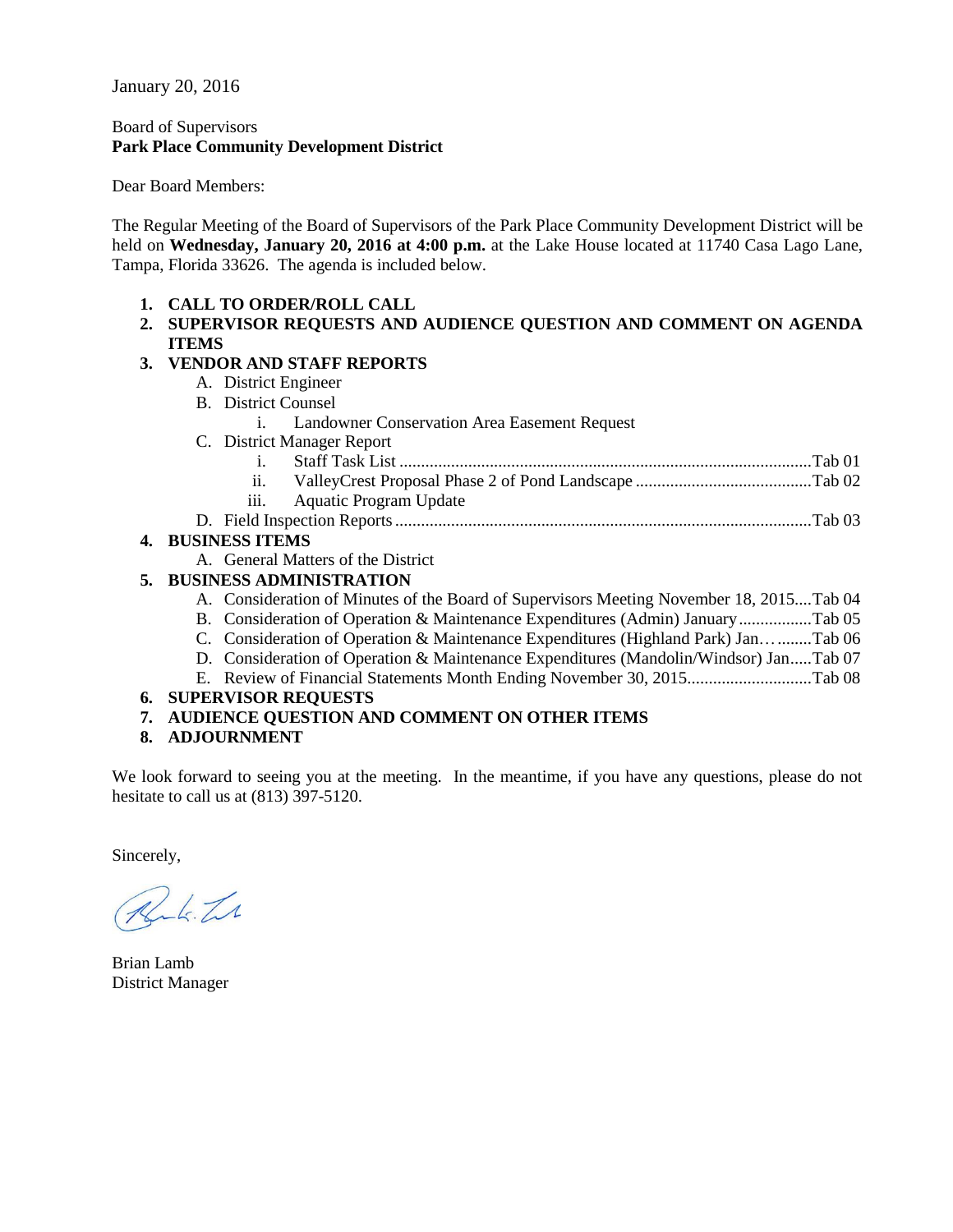January 20, 2016

Board of Supervisors
**Park Place Community Development District**

Dear Board Members:

The Regular Meeting of the Board of Supervisors of the Park Place Community Development District will be held on **Wednesday, January 20, 2016 at 4:00 p.m.** at the Lake House located at 11740 Casa Lago Lane, Tampa, Florida 33626. The agenda is included below.

1. **CALL TO ORDER/ROLL CALL**
2. **SUPERVISOR REQUESTS AND AUDIENCE QUESTION AND COMMENT ON AGENDA ITEMS**
3. **VENDOR AND STAFF REPORTS**
   - A. District Engineer
   - B. District Counsel
     - i. Landowner Conservation Area Easement Request
   - C. District Manager Report
     - i. Staff Task List ............................................................ Tab 01
     - ii. ValleyCrest Proposal Phase 2 of Pond Landscape ........................ Tab 02
     - iii. Aquatic Program Update
   - D. Field Inspection Reports ............................................................ Tab 03
4. **BUSINESS ITEMS**
   - A. General Matters of the District
5. **BUSINESS ADMINISTRATION**
   - A. Consideration of Minutes of the Board of Supervisors Meeting November 18, 2015....Tab 04
   - B. Consideration of Operation & Maintenance Expenditures (Admin) January................Tab 05
   - C. Consideration of Operation & Maintenance Expenditures (Highland Park) Jan…........Tab 06
   - D. Consideration of Operation & Maintenance Expenditures (Mandolin/Windsor) Jan.....Tab 07
   - E. Review of Financial Statements Month Ending November 30, 2015............................Tab 08
6. **SUPERVISOR REQUESTS**
7. **AUDIENCE QUESTION AND COMMENT ON OTHER ITEMS**
8. **ADJOURNMENT**

We look forward to seeing you at the meeting. In the meantime, if you have any questions, please do not hesitate to call us at (813) 397-5120.

Sincerely,

Brian Lamb
District Manager